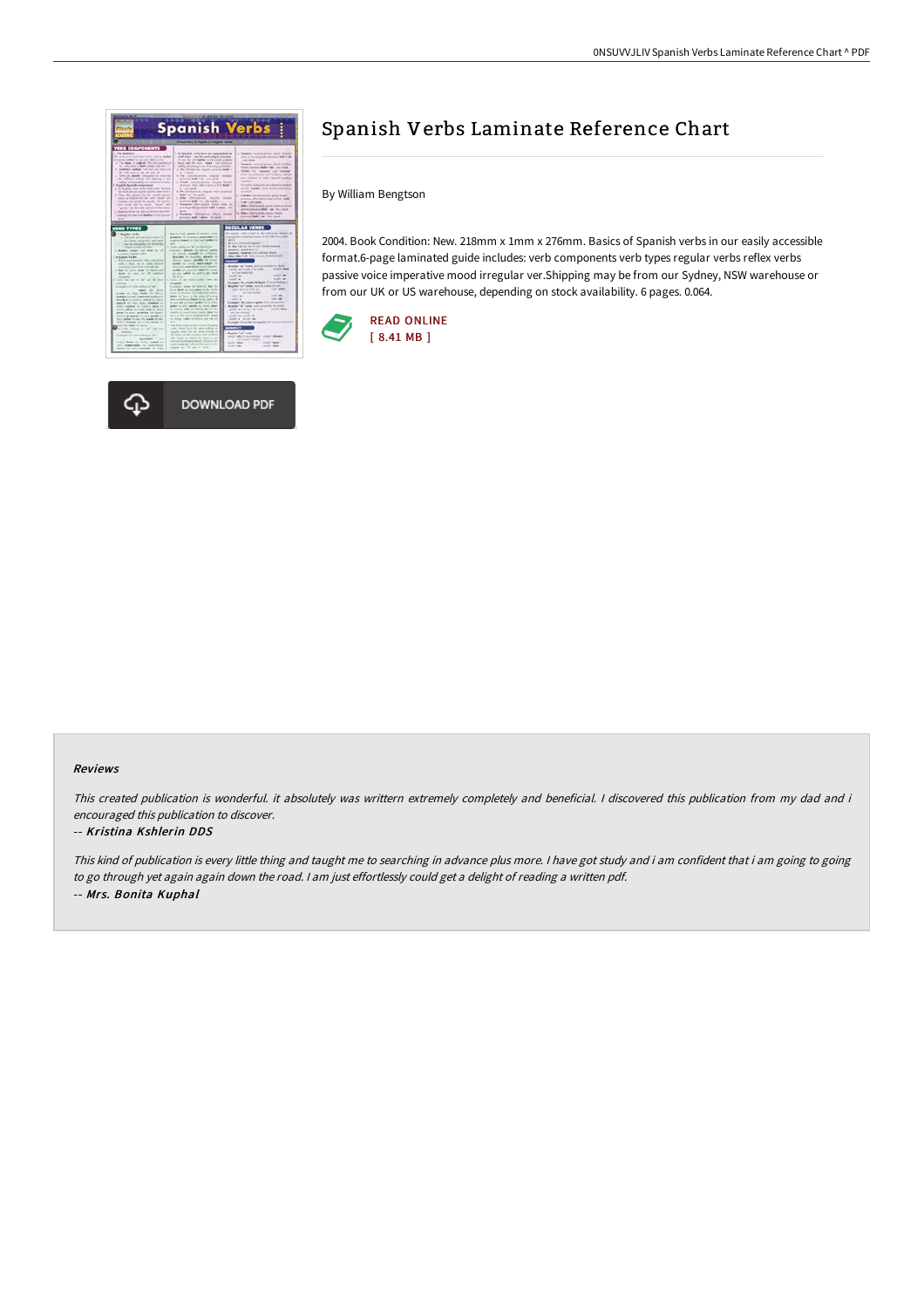# Spanish Verbs Laminate Reference Chart

By William Bengtson

2004. Book Condition: New. 218mm x 1mm x 276mm. Basics of Spanish verbs in our easily accessible format.6-page laminated guide includes: verb components verb types regular verbs reflex verbs passive voice imperative mood irregular ver.Shipping may be from our Sydney, NSW warehouse or from our UK or US warehouse, depending on stock availability. 6 pages. 0.064.

READ ONLINE
[ 8.41 MB ]

DOWNLOAD PDF

## Reviews

*This created publication is wonderful. it absolutely was writtern extremely completely and beneficial. I discovered this publication from my dad and i encouraged this publication to discover.*

*-- Kristina Kshlerin DDS*

*This kind of publication is every little thing and taught me to searching in advance plus more. I have got study and i am confident that i am going to going to go through yet again again down the road. I am just effortlessly could get a delight of reading a written pdf.*

*-- Mrs. Bonita Kuphal*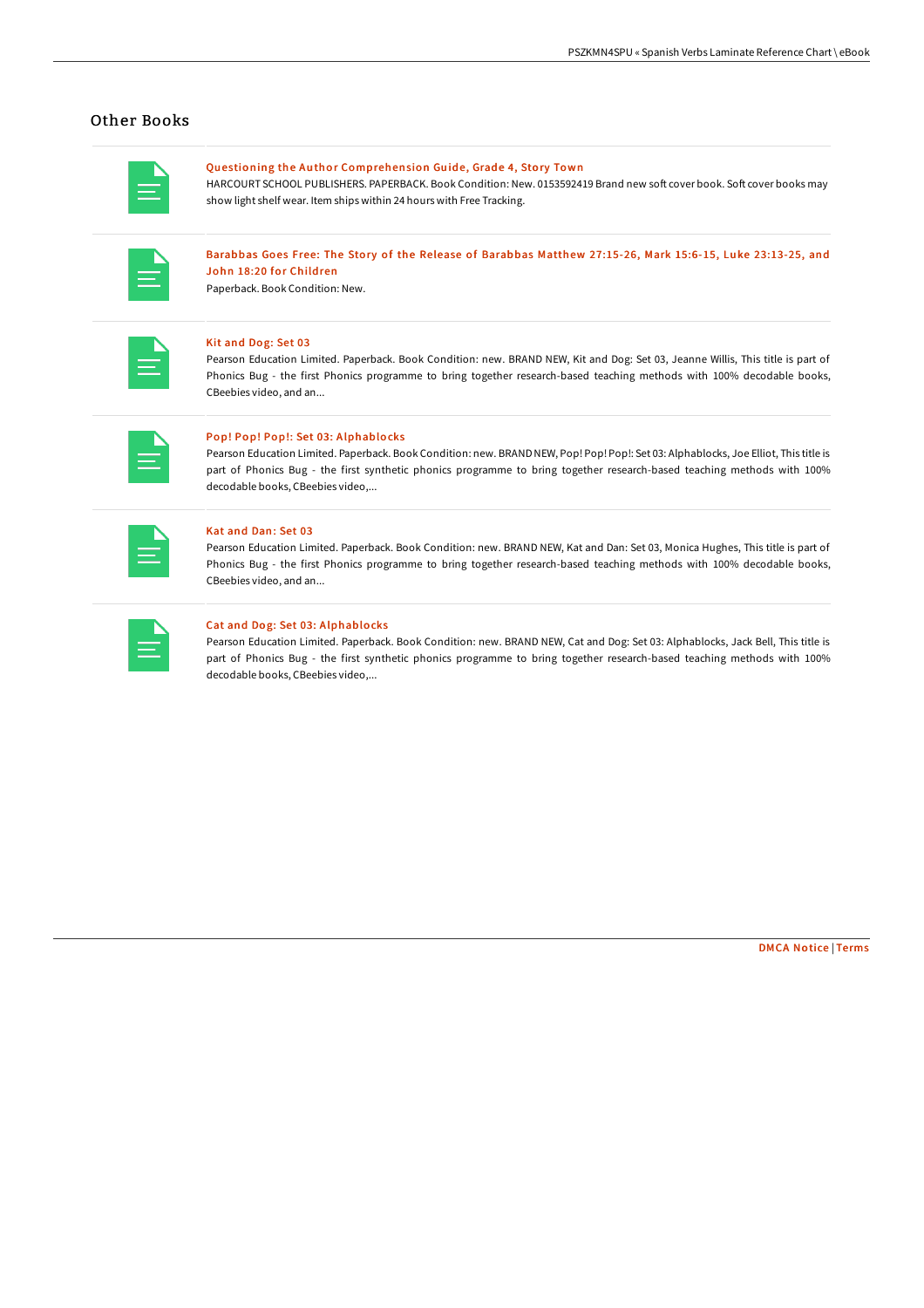## Other Books

### Questioning the Author Comprehension Guide, Grade 4, Story Town

HARCOURT SCHOOL PUBLISHERS. PAPERBACK. Book Condition: New. 0153592419 Brand new soft cover book. Soft cover books may show light shelf wear. Item ships within 24 hours with Free Tracking.

### Barabbas Goes Free: The Story of the Release of Barabbas Matthew 27:15-26, Mark 15:6-15, Luke 23:13-25, and John 18:20 for Children

Paperback. Book Condition: New.

### Kit and Dog: Set 03

Pearson Education Limited. Paperback. Book Condition: new. BRAND NEW, Kit and Dog: Set 03, Jeanne Willis, This title is part of Phonics Bug - the first Phonics programme to bring together research-based teaching methods with 100% decodable books, CBeebies video, and an...

### Pop! Pop! Pop!: Set 03: Alphablocks

Pearson Education Limited. Paperback. Book Condition: new. BRAND NEW, Pop! Pop! Pop!: Set 03: Alphablocks, Joe Elliot, This title is part of Phonics Bug - the first synthetic phonics programme to bring together research-based teaching methods with 100% decodable books, CBeebies video,...

### Kat and Dan: Set 03

Pearson Education Limited. Paperback. Book Condition: new. BRAND NEW, Kat and Dan: Set 03, Monica Hughes, This title is part of Phonics Bug - the first Phonics programme to bring together research-based teaching methods with 100% decodable books, CBeebies video, and an...

### Cat and Dog: Set 03: Alphablocks

Pearson Education Limited. Paperback. Book Condition: new. BRAND NEW, Cat and Dog: Set 03: Alphablocks, Jack Bell, This title is part of Phonics Bug - the first synthetic phonics programme to bring together research-based teaching methods with 100% decodable books, CBeebies video,...